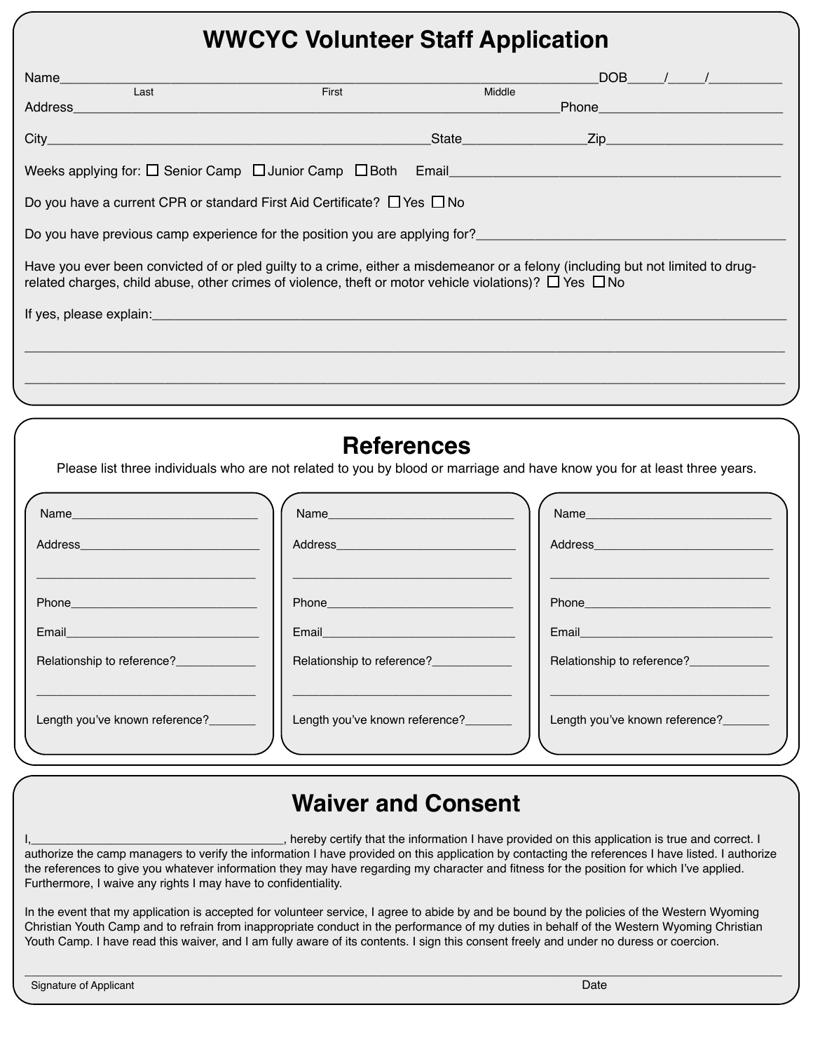# WWCYC Volunteer Staff Application

Name_______________________________________________DOB____/____/________
Last First Middle

Address_______________________________________________Phone____________________

City_______________________________________State_____________Zip__________________

Weeks applying for: ☐ Senior Camp ☐ Junior Camp ☐ Both Email__________________________________

Do you have a current CPR or standard First Aid Certificate? ☐ Yes ☐ No

Do you have previous camp experience for the position you are applying for?______________________________

Have you ever been convicted of or pled guilty to a crime, either a misdemeanor or a felony (including but not limited to drug-related charges, child abuse, other crimes of violence, theft or motor vehicle violations)? ☐ Yes ☐ No

If yes, please explain:_______________________________________________________________

_____________________________________________________________________________

_____________________________________________________________________________

## References

Please list three individuals who are not related to you by blood or marriage and have know you for at least three years.

Name__________________________

Address_________________________

_______________________________

Phone__________________________

Email__________________________

Relationship to reference?__________

_______________________________

Length you've known reference?______

Name__________________________

Address_________________________

_______________________________

Phone__________________________

Email__________________________

Relationship to reference?__________

_______________________________

Length you've known reference?______

Name__________________________

Address_________________________

_______________________________

Phone__________________________

Email__________________________

Relationship to reference?__________

_______________________________

Length you've known reference?______

## Waiver and Consent

I,______________________________, hereby certify that the information I have provided on this application is true and correct. I authorize the camp managers to verify the information I have provided on this application by contacting the references I have listed. I authorize the references to give you whatever information they may have regarding my character and fitness for the position for which I've applied. Furthermore, I waive any rights I may have to confidentiality.

In the event that my application is accepted for volunteer service, I agree to abide by and be bound by the policies of the Western Wyoming Christian Youth Camp and to refrain from inappropriate conduct in the performance of my duties in behalf of the Western Wyoming Christian Youth Camp. I have read this waiver, and I am fully aware of its contents. I sign this consent freely and under no duress or coercion.

_____________________________________________________________________________

Signature of Applicant Date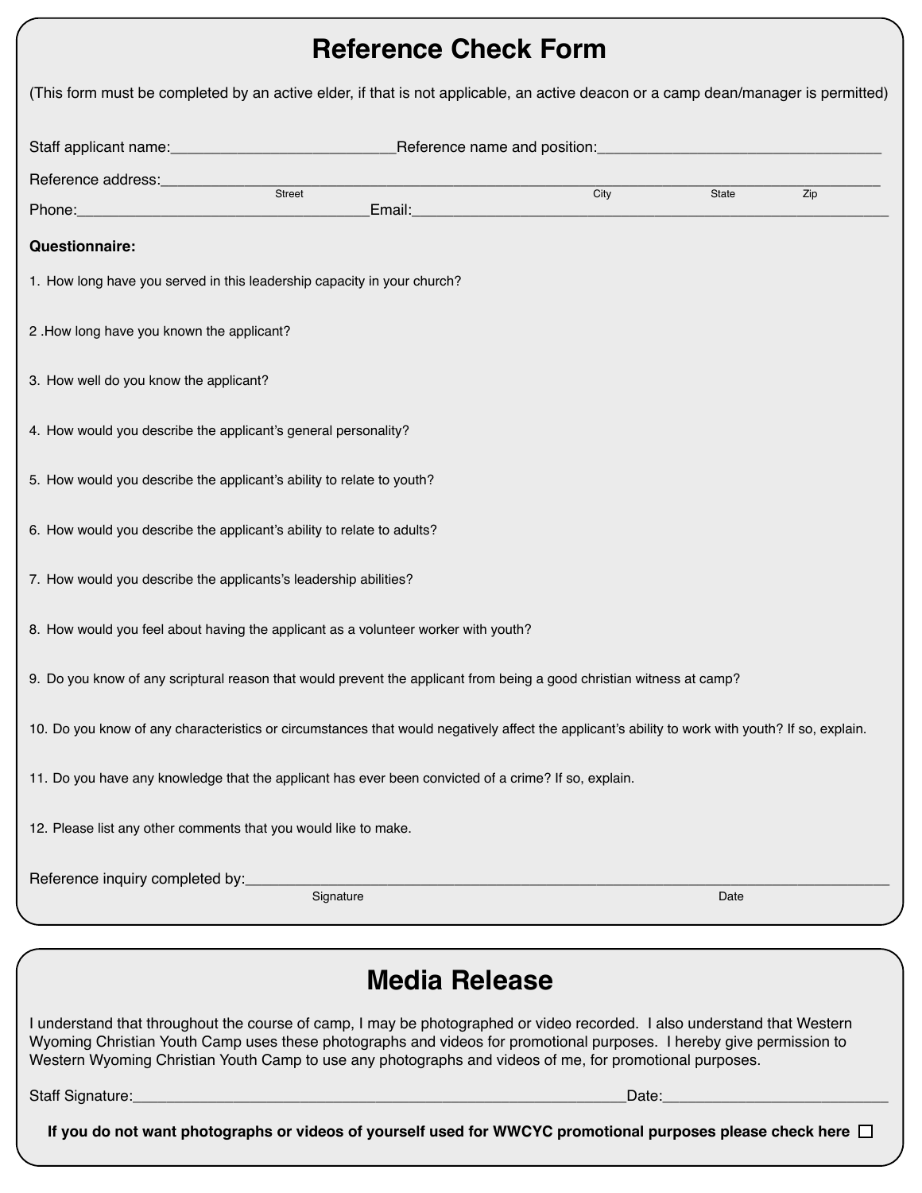# Reference Check Form

(This form must be completed by an active elder, if that is not applicable, an active deacon or a camp dean/manager is permitted)

Staff applicant name:___________________________Reference name and position:_________________________________

Reference address:_____________________________________________________________________________________
Street City State Zip

Phone:___________________________________Email:______________________________________________________

**Questionnaire:**

1. How long have you served in this leadership capacity in your church?

2 .How long have you known the applicant?

3. How well do you know the applicant?

4. How would you describe the applicant's general personality?

5. How would you describe the applicant's ability to relate to youth?

6. How would you describe the applicant's ability to relate to adults?

7. How would you describe the applicants's leadership abilities?

8. How would you feel about having the applicant as a volunteer worker with youth?

9. Do you know of any scriptural reason that would prevent the applicant from being a good christian witness at camp?

10. Do you know of any characteristics or circumstances that would negatively affect the applicant's ability to work with youth? If so, explain.

11. Do you have any knowledge that the applicant has ever been convicted of a crime? If so, explain.

12. Please list any other comments that you would like to make.

Reference inquiry completed by:___________________________________________________________________________
Signature Date

# Media Release

I understand that throughout the course of camp, I may be photographed or video recorded. I also understand that Western Wyoming Christian Youth Camp uses these photographs and videos for promotional purposes. I hereby give permission to Western Wyoming Christian Youth Camp to use any photographs and videos of me, for promotional purposes.

Staff Signature:___________________________________________________________Date:_________________________

**If you do not want photographs or videos of yourself used for WWCYC promotional purposes please check here** ☐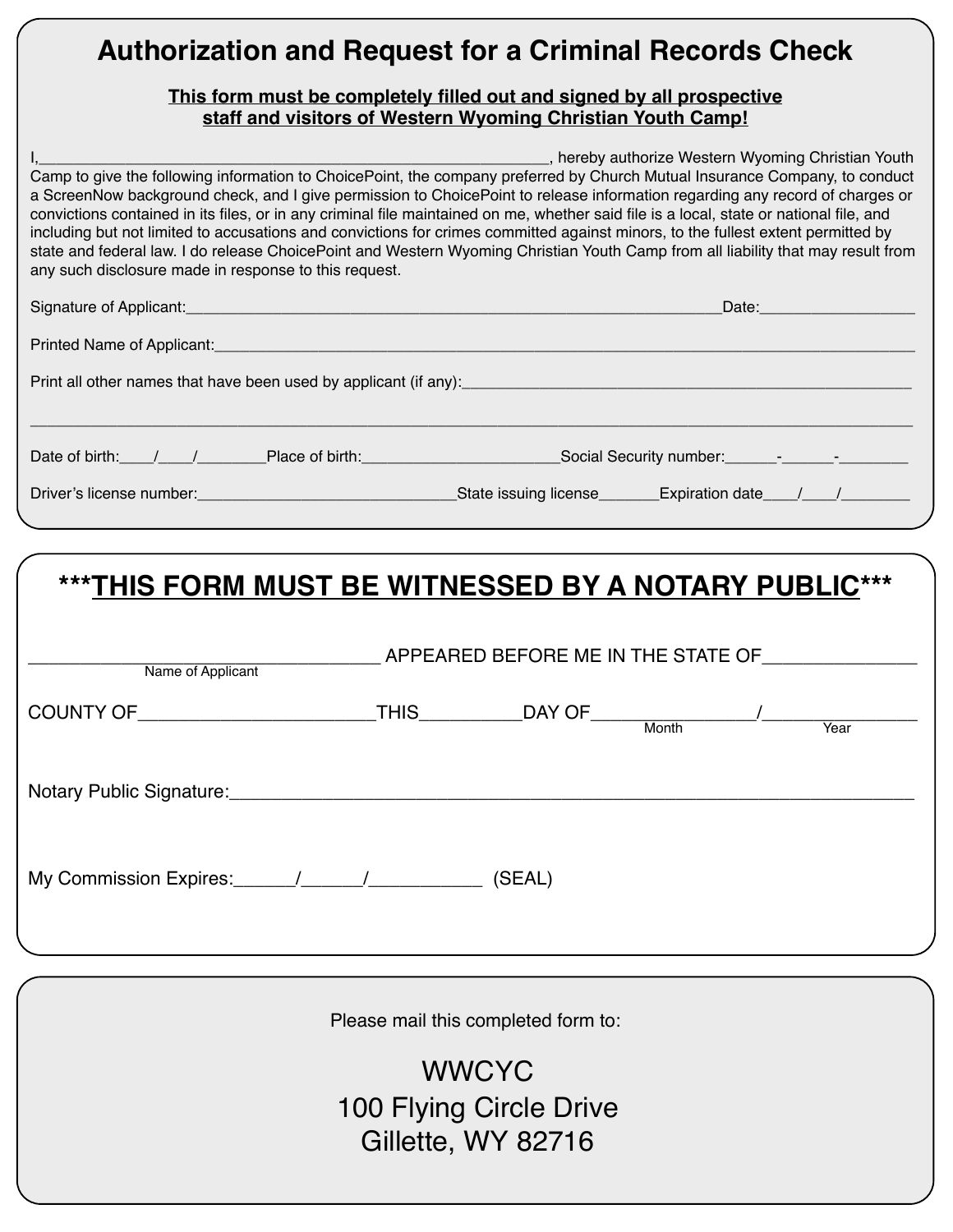# Authorization and Request for a Criminal Records Check

**<u>This form must be completely filled out and signed by all prospective staff and visitors of Western Wyoming Christian Youth Camp!</u>**

I,____________________________________________________________, hereby authorize Western Wyoming Christian Youth Camp to give the following information to ChoicePoint, the company preferred by Church Mutual Insurance Company, to conduct a ScreenNow background check, and I give permission to ChoicePoint to release information regarding any record of charges or convictions contained in its files, or in any criminal file maintained on me, whether said file is a local, state or national file, and including but not limited to accusations and convictions for crimes committed against minors, to the fullest extent permitted by state and federal law. I do release ChoicePoint and Western Wyoming Christian Youth Camp from all liability that may result from any such disclosure made in response to this request.

Signature of Applicant:_______________________________________________________________Date:_________________

Printed Name of Applicant:___________________________________________________________________________________

Print all other names that have been used by applicant (if any):___________________________________________________

______________________________________________________________________________________________________

Date of birth:____/____/________Place of birth:_______________________Social Security number:______-______-________

Driver's license number:______________________________State issuing license_______Expiration date____/____/________

## ***<u>THIS FORM MUST BE WITNESSED BY A NOTARY PUBLIC</u>***

_________________________________ APPEARED BEFORE ME IN THE STATE OF_______________
Name of Applicant

COUNTY OF________________________THIS__________DAY OF________________/_______________
Month Year

Notary Public Signature:_____________________________________________________________________

My Commission Expires:______/______/___________ (SEAL)

Please mail this completed form to:

WWCYC
100 Flying Circle Drive
Gillette, WY 82716